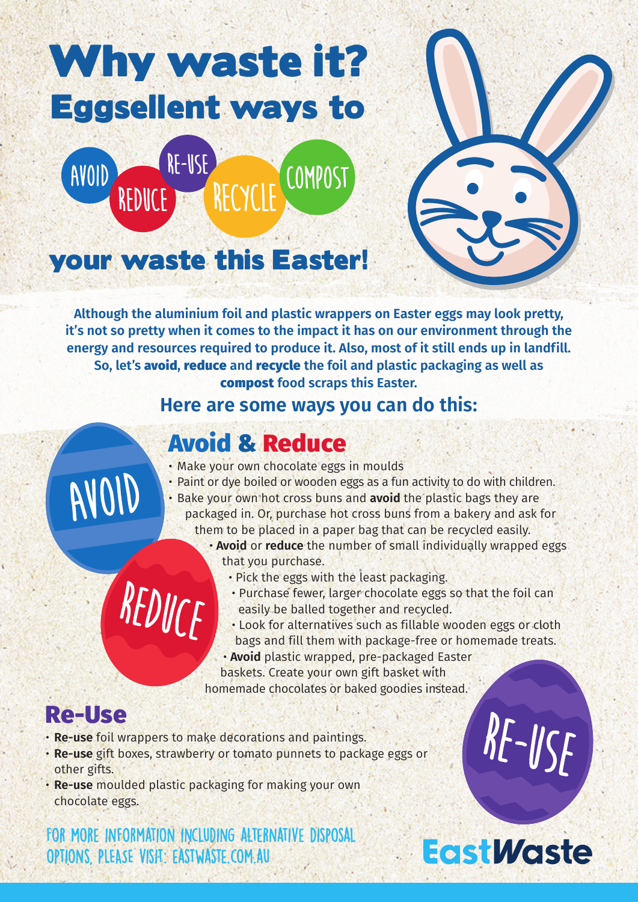# Why waste it?

## Eggsellent ways to

AVOID REDUCE RE-USE RECYCLE COMPOST

## your waste this Easter!

**Although the aluminium foil and plastic wrappers on Easter eggs may look pretty, it's not so pretty when it comes to the impact it has on our environment through the energy and resources required to produce it. Also, most of it still ends up in landfill. So, let's avoid, reduce and recycle the foil and plastic packaging as well as compost food scraps this Easter.**

### Here are some ways you can do this:

## Avoid & Reduce

AVOID

REDUCE

- Make your own chocolate eggs in moulds
- Paint or dye boiled or wooden eggs as a fun activity to do with children.
- Bake your own hot cross buns and **avoid** the plastic bags they are packaged in. Or, purchase hot cross buns from a bakery and ask for them to be placed in a paper bag that can be recycled easily.
- **Avoid** or **reduce** the number of small individually wrapped eggs that you purchase.
- Pick the eggs with the least packaging.
- Purchase fewer, larger chocolate eggs so that the foil can easily be balled together and recycled.
- Look for alternatives such as fillable wooden eggs or cloth bags and fill them with package-free or homemade treats.
- **Avoid** plastic wrapped, pre-packaged Easter baskets. Create your own gift basket with homemade chocolates or baked goodies instead.

## Re-Use

RE-USE

- **Re-use** foil wrappers to make decorations and paintings.
- **Re-use** gift boxes, strawberry or tomato punnets to package eggs or other gifts.
- **Re-use** moulded plastic packaging for making your own chocolate eggs.

FOR MORE INFORMATION INCLUDING ALTERNATIVE DISPOSAL OPTIONS, PLEASE VISIT: EASTWASTE.COM.AU

EastWaste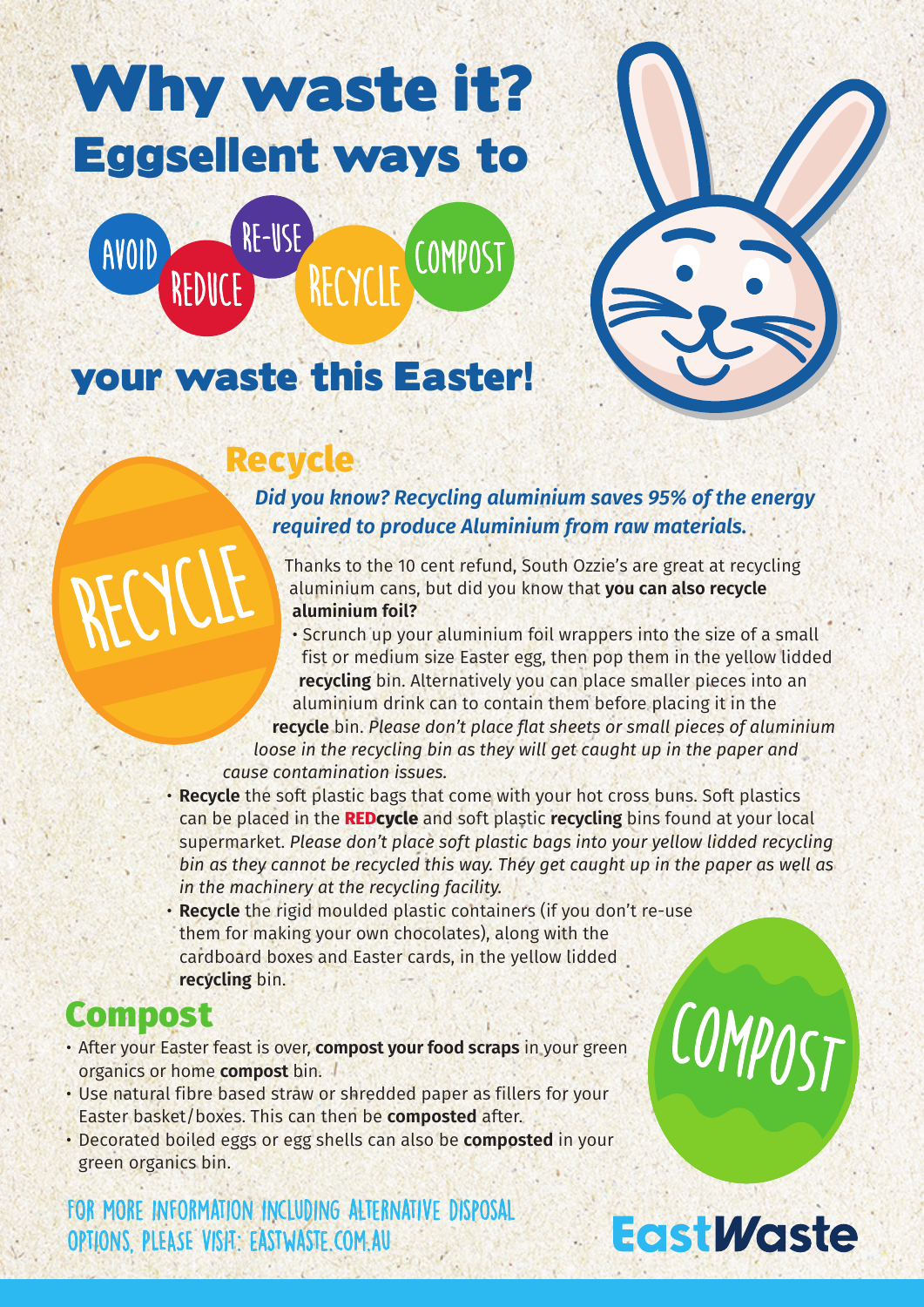# Why waste it?

## Eggsellent ways to

AVOID REDUCE RE-USE RECYCLE COMPOST

## your waste this Easter!

RECYCLE

## Recycle

***Did you know? Recycling aluminium saves 95% of the energy required to produce Aluminium from raw materials.***

Thanks to the 10 cent refund, South Ozzie's are great at recycling aluminium cans, but did you know that **you can also recycle aluminium foil?**

- Scrunch up your aluminium foil wrappers into the size of a small fist or medium size Easter egg, then pop them in the yellow lidded **recycling** bin. Alternatively you can place smaller pieces into an aluminium drink can to contain them before placing it in the **recycle** bin. *Please don't place flat sheets or small pieces of aluminium loose in the recycling bin as they will get caught up in the paper and cause contamination issues.*
- **Recycle** the soft plastic bags that come with your hot cross buns. Soft plastics can be placed in the **REDcycle** and soft plastic **recycling** bins found at your local supermarket. *Please don't place soft plastic bags into your yellow lidded recycling bin as they cannot be recycled this way. They get caught up in the paper as well as in the machinery at the recycling facility.*
- **Recycle** the rigid moulded plastic containers (if you don't re-use them for making your own chocolates), along with the cardboard boxes and Easter cards, in the yellow lidded **recycling** bin.

## Compost

COMPOST

- After your Easter feast is over, **compost your food scraps** in your green organics or home **compost** bin.
- Use natural fibre based straw or shredded paper as fillers for your Easter basket/boxes. This can then be **composted** after.
- Decorated boiled eggs or egg shells can also be **composted** in your green organics bin.

FOR MORE INFORMATION INCLUDING ALTERNATIVE DISPOSAL OPTIONS, PLEASE VISIT: EASTWASTE.COM.AU

EastWaste